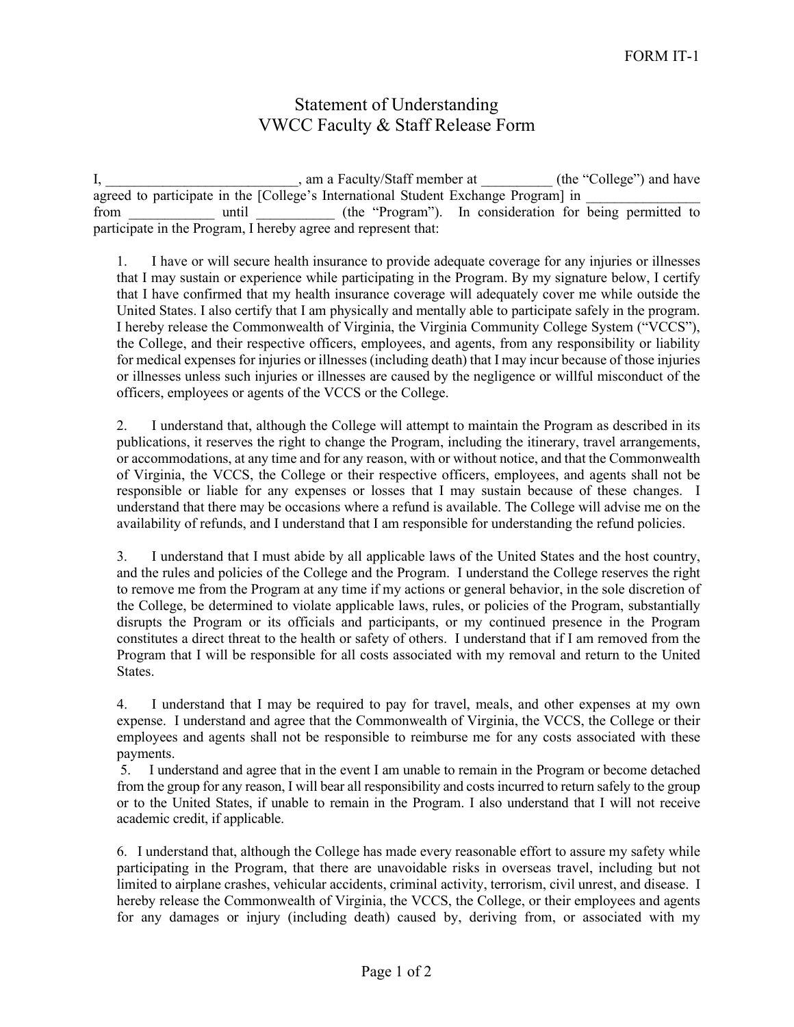FORM IT-1

# Statement of Understanding
## VWCC Faculty & Staff Release Form

I, ___________________________, am a Faculty/Staff member at __________ (the "College") and have agreed to participate in the [College's International Student Exchange Program] in ________________ from ____________ until ___________ (the "Program"). In consideration for being permitted to participate in the Program, I hereby agree and represent that:

1. I have or will secure health insurance to provide adequate coverage for any injuries or illnesses that I may sustain or experience while participating in the Program. By my signature below, I certify that I have confirmed that my health insurance coverage will adequately cover me while outside the United States. I also certify that I am physically and mentally able to participate safely in the program. I hereby release the Commonwealth of Virginia, the Virginia Community College System ("VCCS"), the College, and their respective officers, employees, and agents, from any responsibility or liability for medical expenses for injuries or illnesses (including death) that I may incur because of those injuries or illnesses unless such injuries or illnesses are caused by the negligence or willful misconduct of the officers, employees or agents of the VCCS or the College.

2. I understand that, although the College will attempt to maintain the Program as described in its publications, it reserves the right to change the Program, including the itinerary, travel arrangements, or accommodations, at any time and for any reason, with or without notice, and that the Commonwealth of Virginia, the VCCS, the College or their respective officers, employees, and agents shall not be responsible or liable for any expenses or losses that I may sustain because of these changes. I understand that there may be occasions where a refund is available. The College will advise me on the availability of refunds, and I understand that I am responsible for understanding the refund policies.

3. I understand that I must abide by all applicable laws of the United States and the host country, and the rules and policies of the College and the Program. I understand the College reserves the right to remove me from the Program at any time if my actions or general behavior, in the sole discretion of the College, be determined to violate applicable laws, rules, or policies of the Program, substantially disrupts the Program or its officials and participants, or my continued presence in the Program constitutes a direct threat to the health or safety of others. I understand that if I am removed from the Program that I will be responsible for all costs associated with my removal and return to the United States.

4. I understand that I may be required to pay for travel, meals, and other expenses at my own expense. I understand and agree that the Commonwealth of Virginia, the VCCS, the College or their employees and agents shall not be responsible to reimburse me for any costs associated with these payments.

5. I understand and agree that in the event I am unable to remain in the Program or become detached from the group for any reason, I will bear all responsibility and costs incurred to return safely to the group or to the United States, if unable to remain in the Program. I also understand that I will not receive academic credit, if applicable.

6. I understand that, although the College has made every reasonable effort to assure my safety while participating in the Program, that there are unavoidable risks in overseas travel, including but not limited to airplane crashes, vehicular accidents, criminal activity, terrorism, civil unrest, and disease. I hereby release the Commonwealth of Virginia, the VCCS, the College, or their employees and agents for any damages or injury (including death) caused by, deriving from, or associated with my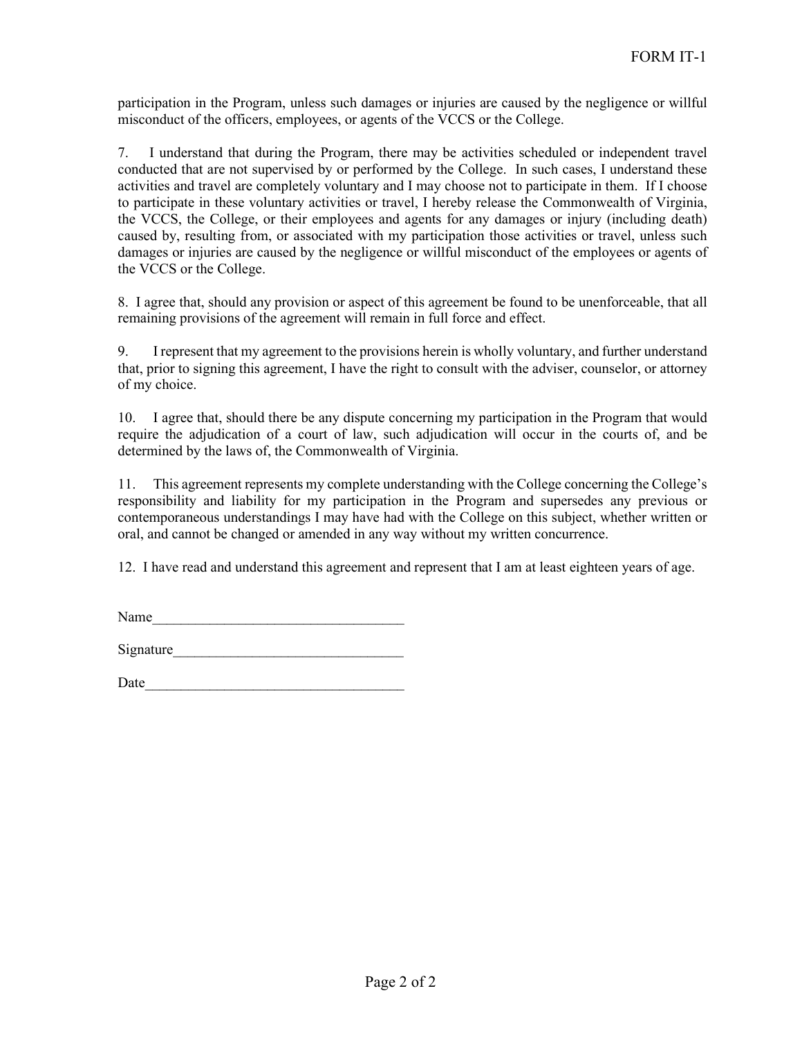participation in the Program, unless such damages or injuries are caused by the negligence or willful misconduct of the officers, employees, or agents of the VCCS or the College.

7. I understand that during the Program, there may be activities scheduled or independent travel conducted that are not supervised by or performed by the College. In such cases, I understand these activities and travel are completely voluntary and I may choose not to participate in them. If I choose to participate in these voluntary activities or travel, I hereby release the Commonwealth of Virginia, the VCCS, the College, or their employees and agents for any damages or injury (including death) caused by, resulting from, or associated with my participation those activities or travel, unless such damages or injuries are caused by the negligence or willful misconduct of the employees or agents of the VCCS or the College.

8. I agree that, should any provision or aspect of this agreement be found to be unenforceable, that all remaining provisions of the agreement will remain in full force and effect.

9. I represent that my agreement to the provisions herein is wholly voluntary, and further understand that, prior to signing this agreement, I have the right to consult with the adviser, counselor, or attorney of my choice.

10. I agree that, should there be any dispute concerning my participation in the Program that would require the adjudication of a court of law, such adjudication will occur in the courts of, and be determined by the laws of, the Commonwealth of Virginia.

11. This agreement represents my complete understanding with the College concerning the College's responsibility and liability for my participation in the Program and supersedes any previous or contemporaneous understandings I may have had with the College on this subject, whether written or oral, and cannot be changed or amended in any way without my written concurrence.

12. I have read and understand this agreement and represent that I am at least eighteen years of age.

Name___________________________________

Signature________________________________

Date____________________________________